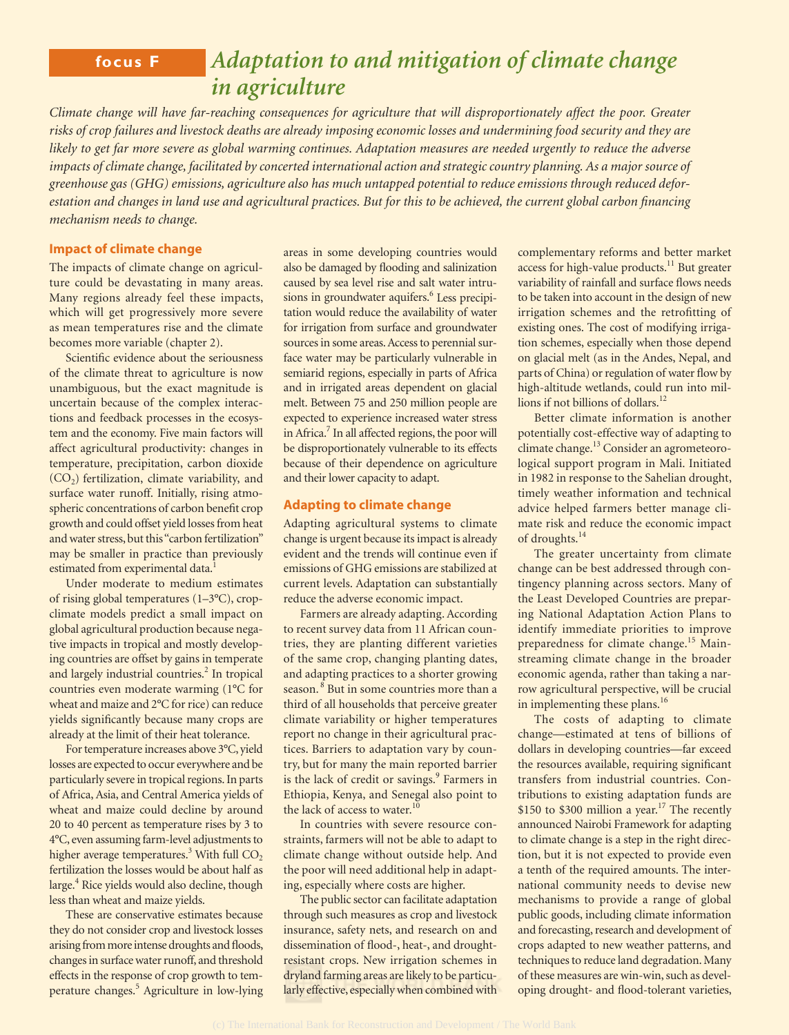focus F

# Adaptation to and mitigation of climate change in agriculture

*Climate change will have far-reaching consequences for agriculture that will disproportionately affect the poor. Greater risks of crop failures and livestock deaths are already imposing economic losses and undermining food security and they are likely to get far more severe as global warming continues. Adaptation measures are needed urgently to reduce the adverse impacts of climate change, facilitated by concerted international action and strategic country planning. As a major source of greenhouse gas (GHG) emissions, agriculture also has much untapped potential to reduce emissions through reduced deforestation and changes in land use and agricultural practices. But for this to be achieved, the current global carbon financing mechanism needs to change.*

## Impact of climate change

The impacts of climate change on agriculture could be devastating in many areas. Many regions already feel these impacts, which will get progressively more severe as mean temperatures rise and the climate becomes more variable (chapter 2).

Scientific evidence about the seriousness of the climate threat to agriculture is now unambiguous, but the exact magnitude is uncertain because of the complex interactions and feedback processes in the ecosystem and the economy. Five main factors will affect agricultural productivity: changes in temperature, precipitation, carbon dioxide ($CO_2$) fertilization, climate variability, and surface water runoff. Initially, rising atmospheric concentrations of carbon benefit crop growth and could offset yield losses from heat and water stress, but this "carbon fertilization" may be smaller in practice than previously estimated from experimental data.[1]

Under moderate to medium estimates of rising global temperatures (1–3°C), crop-climate models predict a small impact on global agricultural production because negative impacts in tropical and mostly developing countries are offset by gains in temperate and largely industrial countries.[2] In tropical countries even moderate warming (1°C for wheat and maize and 2°C for rice) can reduce yields significantly because many crops are already at the limit of their heat tolerance.

For temperature increases above 3°C, yield losses are expected to occur everywhere and be particularly severe in tropical regions. In parts of Africa, Asia, and Central America yields of wheat and maize could decline by around 20 to 40 percent as temperature rises by 3 to 4°C, even assuming farm-level adjustments to higher average temperatures.[3] With full $CO_2$ fertilization the losses would be about half as large.[4] Rice yields would also decline, though less than wheat and maize yields.

These are conservative estimates because they do not consider crop and livestock losses arising from more intense droughts and floods, changes in surface water runoff, and threshold effects in the response of crop growth to temperature changes.[5] Agriculture in low-lying areas in some developing countries would also be damaged by flooding and salinization caused by sea level rise and salt water intrusions in groundwater aquifers.[6] Less precipitation would reduce the availability of water for irrigation from surface and groundwater sources in some areas. Access to perennial surface water may be particularly vulnerable in semiarid regions, especially in parts of Africa and in irrigated areas dependent on glacial melt. Between 75 and 250 million people are expected to experience increased water stress in Africa.[7] In all affected regions, the poor will be disproportionately vulnerable to its effects because of their dependence on agriculture and their lower capacity to adapt.

## Adapting to climate change

Adapting agricultural systems to climate change is urgent because its impact is already evident and the trends will continue even if emissions of GHG emissions are stabilized at current levels. Adaptation can substantially reduce the adverse economic impact.

Farmers are already adapting. According to recent survey data from 11 African countries, they are planting different varieties of the same crop, changing planting dates, and adapting practices to a shorter growing season.[8] But in some countries more than a third of all households that perceive greater climate variability or higher temperatures report no change in their agricultural practices. Barriers to adaptation vary by country, but for many the main reported barrier is the lack of credit or savings.[9] Farmers in Ethiopia, Kenya, and Senegal also point to the lack of access to water.[10]

In countries with severe resource constraints, farmers will not be able to adapt to climate change without outside help. And the poor will need additional help in adapting, especially where costs are higher.

The public sector can facilitate adaptation through such measures as crop and livestock insurance, safety nets, and research on and dissemination of flood-, heat-, and drought-resistant crops. New irrigation schemes in dryland farming areas are likely to be particularly effective, especially when combined with complementary reforms and better market access for high-value products.[11] But greater variability of rainfall and surface flows needs to be taken into account in the design of new irrigation schemes and the retrofitting of existing ones. The cost of modifying irrigation schemes, especially when those depend on glacial melt (as in the Andes, Nepal, and parts of China) or regulation of water flow by high-altitude wetlands, could run into millions if not billions of dollars.[12]

Better climate information is another potentially cost-effective way of adapting to climate change.[13] Consider an agrometeorological support program in Mali. Initiated in 1982 in response to the Sahelian drought, timely weather information and technical advice helped farmers better manage climate risk and reduce the economic impact of droughts.[14]

The greater uncertainty from climate change can be best addressed through contingency planning across sectors. Many of the Least Developed Countries are preparing National Adaptation Action Plans to identify immediate priorities to improve preparedness for climate change.[15] Mainstreaming climate change in the broader economic agenda, rather than taking a narrow agricultural perspective, will be crucial in implementing these plans.[16]

The costs of adapting to climate change—estimated at tens of billions of dollars in developing countries—far exceed the resources available, requiring significant transfers from industrial countries. Contributions to existing adaptation funds are \$150 to \$300 million a year.[17] The recently announced Nairobi Framework for adapting to climate change is a step in the right direction, but it is not expected to provide even a tenth of the required amounts. The international community needs to devise new mechanisms to provide a range of global public goods, including climate information and forecasting, research and development of crops adapted to new weather patterns, and techniques to reduce land degradation. Many of these measures are win-win, such as developing drought- and flood-tolerant varieties,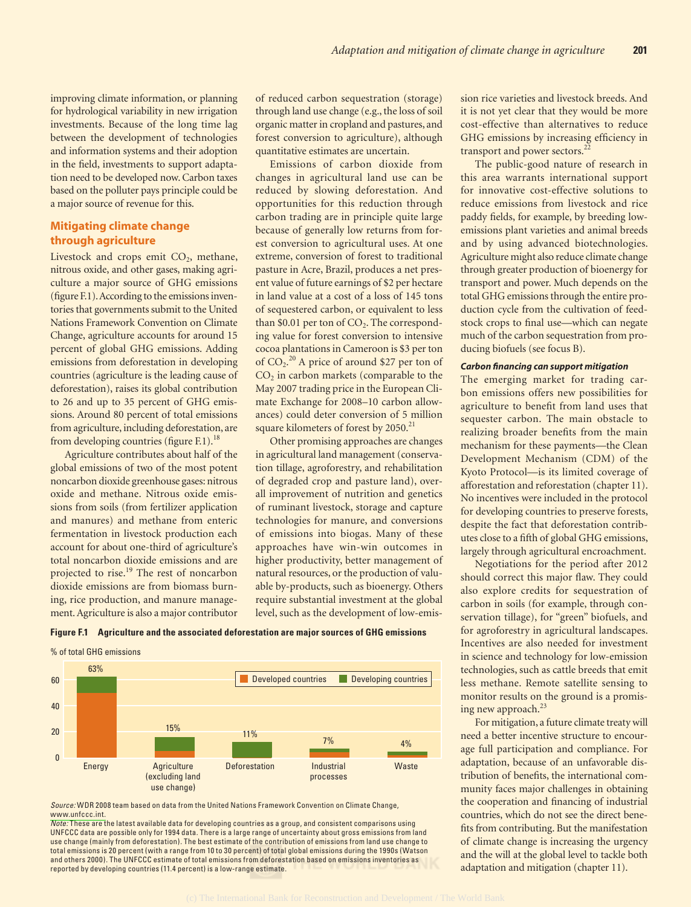improving climate information, or planning for hydrological variability in new irrigation investments. Because of the long time lag between the development of technologies and information systems and their adoption in the field, investments to support adaptation need to be developed now. Carbon taxes based on the polluter pays principle could be a major source of revenue for this.

## Mitigating climate change through agriculture

Livestock and crops emit $CO_2$, methane, nitrous oxide, and other gases, making agriculture a major source of GHG emissions (figure F.1). According to the emissions inventories that governments submit to the United Nations Framework Convention on Climate Change, agriculture accounts for around 15 percent of global GHG emissions. Adding emissions from deforestation in developing countries (agriculture is the leading cause of deforestation), raises its global contribution to 26 and up to 35 percent of GHG emissions. Around 80 percent of total emissions from agriculture, including deforestation, are from developing countries (figure F.1).[18]

Agriculture contributes about half of the global emissions of two of the most potent noncarbon dioxide greenhouse gases: nitrous oxide and methane. Nitrous oxide emissions from soils (from fertilizer application and manures) and methane from enteric fermentation in livestock production each account for about one-third of agriculture's total noncarbon dioxide emissions and are projected to rise.[19] The rest of noncarbon dioxide emissions are from biomass burning, rice production, and manure management. Agriculture is also a major contributor of reduced carbon sequestration (storage) through land use change (e.g., the loss of soil organic matter in cropland and pastures, and forest conversion to agriculture), although quantitative estimates are uncertain.

Emissions of carbon dioxide from changes in agricultural land use can be reduced by slowing deforestation. And opportunities for this reduction through carbon trading are in principle quite large because of generally low returns from forest conversion to agricultural uses. At one extreme, conversion of forest to traditional pasture in Acre, Brazil, produces a net present value of future earnings of \$2 per hectare in land value at a cost of a loss of 145 tons of sequestered carbon, or equivalent to less than \$0.01 per ton of $CO_2$. The corresponding value for forest conversion to intensive cocoa plantations in Cameroon is \$3 per ton of $CO_2$.[20] A price of around \$27 per ton of $CO_2$ in carbon markets (comparable to the May 2007 trading price in the European Climate Exchange for 2008–10 carbon allowances) could deter conversion of 5 million square kilometers of forest by 2050.[21]

Other promising approaches are changes in agricultural land management (conservation tillage, agroforestry, and rehabilitation of degraded crop and pasture land), overall improvement of nutrition and genetics of ruminant livestock, storage and capture technologies for manure, and conversions of emissions into biogas. Many of these approaches have win-win outcomes in higher productivity, better management of natural resources, or the production of valuable by-products, such as bioenergy. Others require substantial investment at the global level, such as the development of low-emission rice varieties and livestock breeds. And it is not yet clear that they would be more cost-effective than alternatives to reduce GHG emissions by increasing efficiency in transport and power sectors.[22]

The public-good nature of research in this area warrants international support for innovative cost-effective solutions to reduce emissions from livestock and rice paddy fields, for example, by breeding low-emissions plant varieties and animal breeds and by using advanced biotechnologies. Agriculture might also reduce climate change through greater production of bioenergy for transport and power. Much depends on the total GHG emissions through the entire production cycle from the cultivation of feedstock crops to final use—which can negate much of the carbon sequestration from producing biofuels (see focus B).

#### *Carbon financing can support mitigation*

The emerging market for trading carbon emissions offers new possibilities for agriculture to benefit from land uses that sequester carbon. The main obstacle to realizing broader benefits from the main mechanism for these payments—the Clean Development Mechanism (CDM) of the Kyoto Protocol—is its limited coverage of afforestation and reforestation (chapter 11). No incentives were included in the protocol for developing countries to preserve forests, despite the fact that deforestation contributes close to a fifth of global GHG emissions, largely through agricultural encroachment.

Negotiations for the period after 2012 should correct this major flaw. They could also explore credits for sequestration of carbon in soils (for example, through conservation tillage), for "green" biofuels, and for agroforestry in agricultural landscapes. Incentives are also needed for investment in science and technology for low-emission technologies, such as cattle breeds that emit less methane. Remote satellite sensing to monitor results on the ground is a promising new approach.[23]

For mitigation, a future climate treaty will need a better incentive structure to encourage full participation and compliance. For adaptation, because of an unfavorable distribution of benefits, the international community faces major challenges in obtaining the cooperation and financing of industrial countries, which do not see the direct benefits from contributing. But the manifestation of climate change is increasing the urgency and the will at the global level to tackle both adaptation and mitigation (chapter 11).

**Figure F.1 Agriculture and the associated deforestation are major sources of GHG emissions**

% of total GHG emissions

60
40
20
0

Developed countries
Developing countries

63%
Energy

15%
Agriculture (excluding land use change)

11%
Deforestation

7%
Industrial processes

4%
Waste

*Source:* WDR 2008 team based on data from the United Nations Framework Convention on Climate Change, www.unfccc.int.

*Note:* These are the latest available data for developing countries as a group, and consistent comparisons using UNFCCC data are possible only for 1994 data. There is a large range of uncertainty about gross emissions from land use change (mainly from deforestation). The best estimate of the contribution of emissions from land use change to total emissions is 20 percent (with a range from 10 to 30 percent) of total global emissions during the 1990s (Watson and others 2000). The UNFCCC estimate of total emissions from deforestation based on emissions inventories as reported by developing countries (11.4 percent) is a low-range estimate.